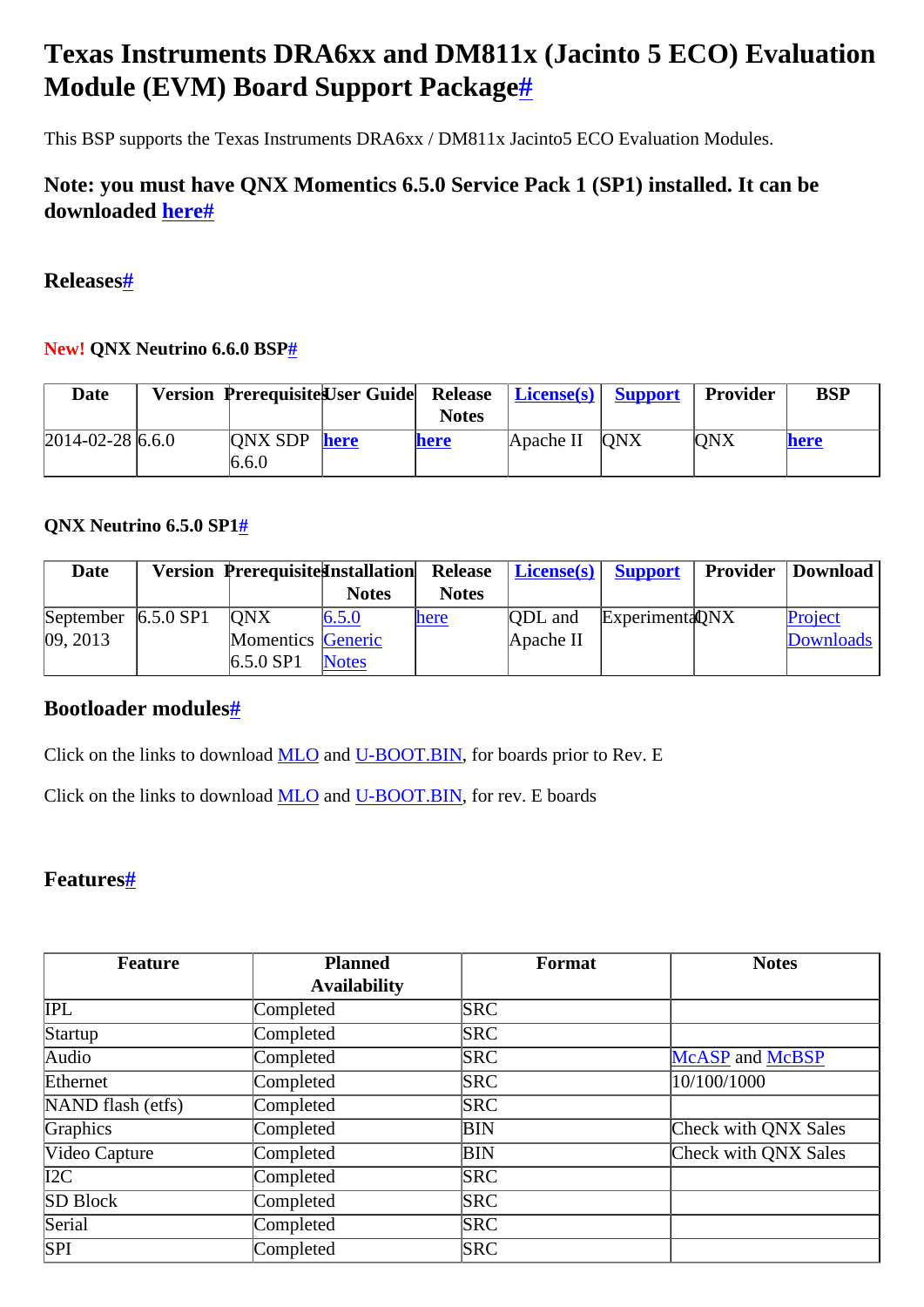# Texas Instruments DRA6xx and DM811x (Jacinto 5 ECO) Evaluation Module (EVM) Board Support Package#

This BSP supports the Texas Instruments DRA6xx / DM811x Jacinto5 ECO Evaluation Modules.

## Note: you must have QNX Momentics 6.5.0 Service Pack 1 (SP1) installed. It can be downloaded here#

## Releases#

#### New! QNX Neutrino 6.6.0 BSP#

| Date | Version | Prerequisites | User Guide | Release Notes | License(s) | Support | Provider | BSP |
|---|---|---|---|---|---|---|---|---|
| 2014-02-28 | 6.6.0 | QNX SDP 6.6.0 | here | here | Apache II | QNX | QNX | here |

#### QNX Neutrino 6.5.0 SP1#

| Date | Version | Prerequisites | Installation Notes | Release Notes | License(s) | Support | Provider | Download |
|---|---|---|---|---|---|---|---|---|
| September 09, 2013 | 6.5.0 SP1 | QNX Momentics 6.5.0 SP1 | 6.5.0 Generic Notes | here | QDL and Apache II | Experimental | QNX | Project Downloads |

## Bootloader modules#

Click on the links to download MLO and U-BOOT.BIN, for boards prior to Rev. E

Click on the links to download MLO and U-BOOT.BIN, for rev. E boards

## Features#

| Feature | Planned Availability | Format | Notes |
|---|---|---|---|
| IPL | Completed | SRC | |
| Startup | Completed | SRC | |
| Audio | Completed | SRC | McASP and McBSP |
| Ethernet | Completed | SRC | 10/100/1000 |
| NAND flash (etfs) | Completed | SRC | |
| Graphics | Completed | BIN | Check with QNX Sales |
| Video Capture | Completed | BIN | Check with QNX Sales |
| I2C | Completed | SRC | |
| SD Block | Completed | SRC | |
| Serial | Completed | SRC | |
| SPI | Completed | SRC | |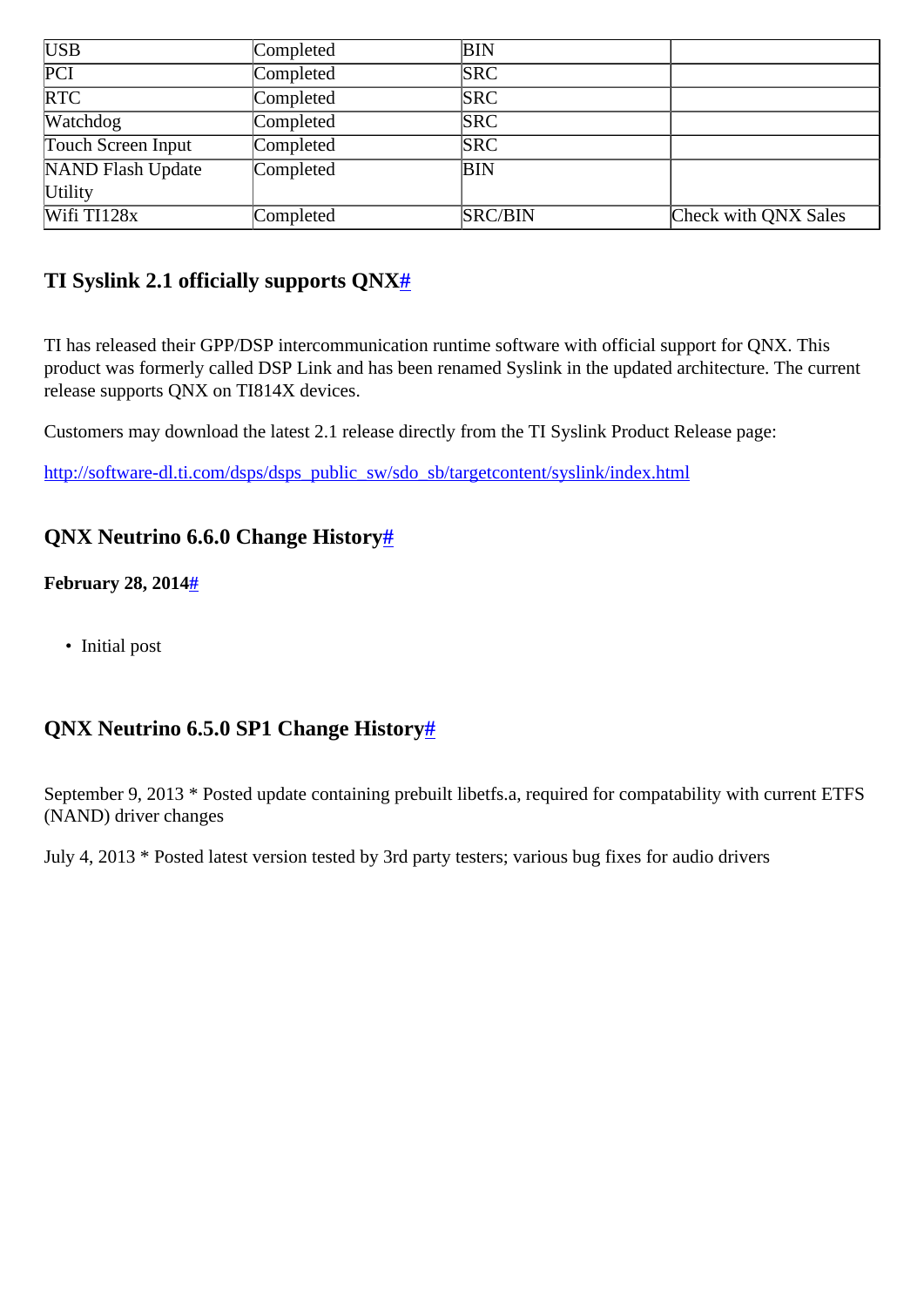| | | | |
|---|---|---|---|
| USB | Completed | BIN | |
| PCI | Completed | SRC | |
| RTC | Completed | SRC | |
| Watchdog | Completed | SRC | |
| Touch Screen Input | Completed | SRC | |
| NAND Flash Update Utility | Completed | BIN | |
| Wifi TI128x | Completed | SRC/BIN | Check with QNX Sales |

## TI Syslink 2.1 officially supports QNX#

TI has released their GPP/DSP intercommunication runtime software with official support for QNX. This product was formerly called DSP Link and has been renamed Syslink in the updated architecture. The current release supports QNX on TI814X devices.

Customers may download the latest 2.1 release directly from the TI Syslink Product Release page:

http://software-dl.ti.com/dsps/dsps_public_sw/sdo_sb/targetcontent/syslink/index.html

## QNX Neutrino 6.6.0 Change History#

**February 28, 2014#**

- Initial post

## QNX Neutrino 6.5.0 SP1 Change History#

September 9, 2013 * Posted update containing prebuilt libetfs.a, required for compatability with current ETFS (NAND) driver changes

July 4, 2013 * Posted latest version tested by 3rd party testers; various bug fixes for audio drivers